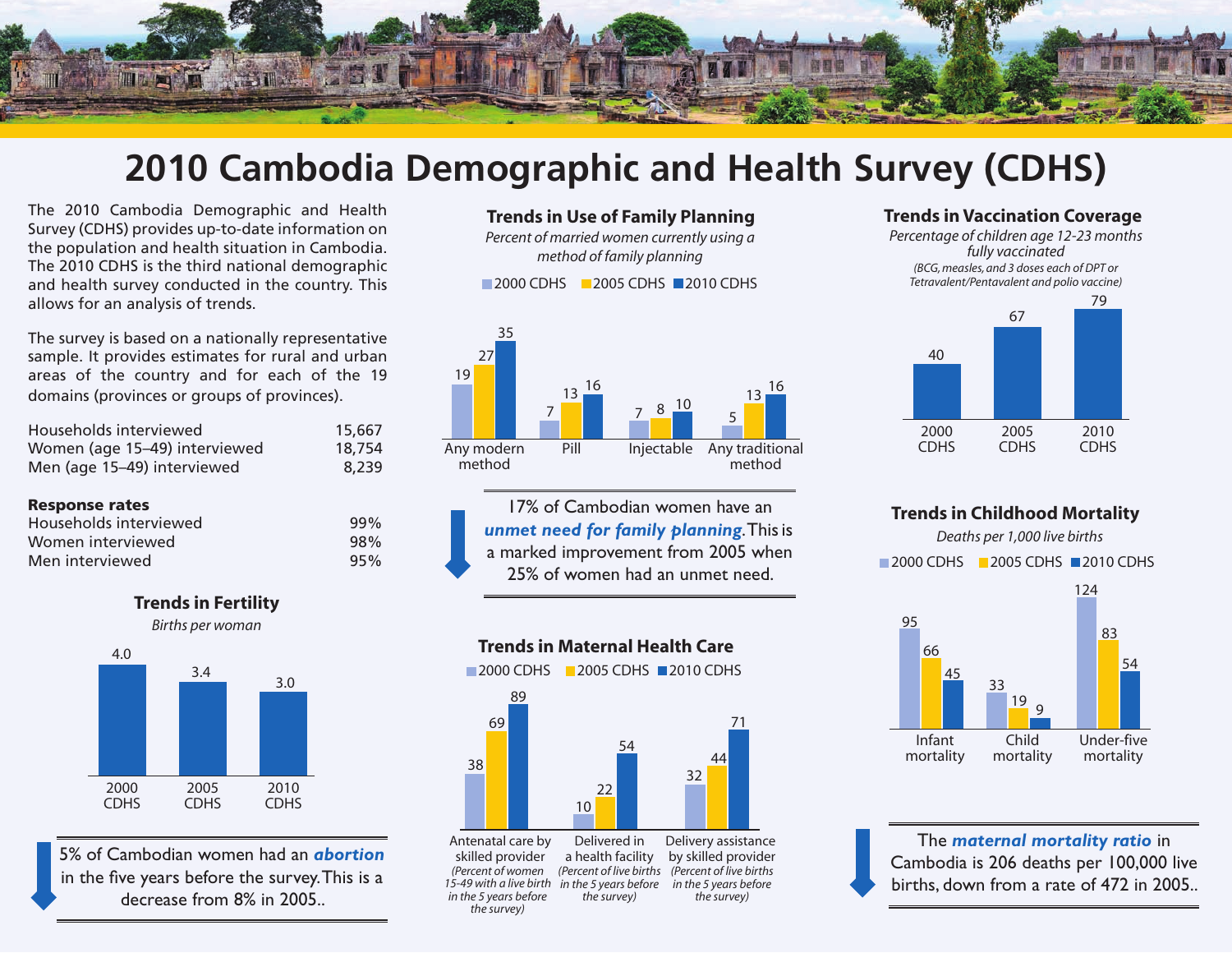# 2010 Cambodia Demographic and Health Survey (CDHS)

The 2010 Cambodia Demographic and Health Survey (CDHS) provides up-to-date information on the population and health situation in Cambodia. The 2010 CDHS is the third national demographic and health survey conducted in the country. This allows for an analysis of trends.

The survey is based on a nationally representative sample. It provides estimates for rural and urban areas of the country and for each of the 19 domains (provinces or groups of provinces).

| | |
|---|---|
| Households interviewed | 15,667 |
| Women (age 15–49) interviewed | 18,754 |
| Men (age 15–49) interviewed | 8,239 |

**Response rates**

| | |
|---|---|
| Households interviewed | 99% |
| Women interviewed | 98% |
| Men interviewed | 95% |

### Trends in Fertility

*Births per woman*

| 2000 CDHS | 2005 CDHS | 2010 CDHS |
|---|---|---|
| 4.0 | 3.4 | 3.0 |

5% of Cambodian women had an ***abortion*** in the five years before the survey. This is a decrease from 8% in 2005..

### Trends in Use of Family Planning

*Percent of married women currently using a method of family planning*

| | 2000 CDHS | 2005 CDHS | 2010 CDHS |
|---|---|---|---|
| Any modern method | 19 | 27 | 35 |
| Pill | 7 | 13 | 16 |
| Injectable | 7 | 8 | 10 |
| Any traditional method | 5 | 13 | 16 |

17% of Cambodian women have an ***unmet need for family planning***. This is a marked improvement from 2005 when 25% of women had an unmet need.

### Trends in Maternal Health Care

| | 2000 CDHS | 2005 CDHS | 2010 CDHS |
|---|---|---|---|
| Antenatal care by skilled provider *(Percent of women 15-49 with a live birth in the 5 years before the survey)* | 38 | 69 | 89 |
| Delivered in a health facility *(Percent of live births in the 5 years before the survey)* | 10 | 22 | 54 |
| Delivery assistance by skilled provider *(Percent of live births in the 5 years before the survey)* | 32 | 44 | 71 |

### Trends in Vaccination Coverage

*Percentage of children age 12-23 months fully vaccinated*

*(BCG, measles, and 3 doses each of DPT or Tetravalent/Pentavalent and polio vaccine)*

| 2000 CDHS | 2005 CDHS | 2010 CDHS |
|---|---|---|
| 40 | 67 | 79 |

### Trends in Childhood Mortality

*Deaths per 1,000 live births*

| | 2000 CDHS | 2005 CDHS | 2010 CDHS |
|---|---|---|---|
| Infant mortality | 95 | 66 | 45 |
| Child mortality | 33 | 19 | 9 |
| Under-five mortality | 124 | 83 | 54 |

The ***maternal mortality ratio*** in Cambodia is 206 deaths per 100,000 live births, down from a rate of 472 in 2005..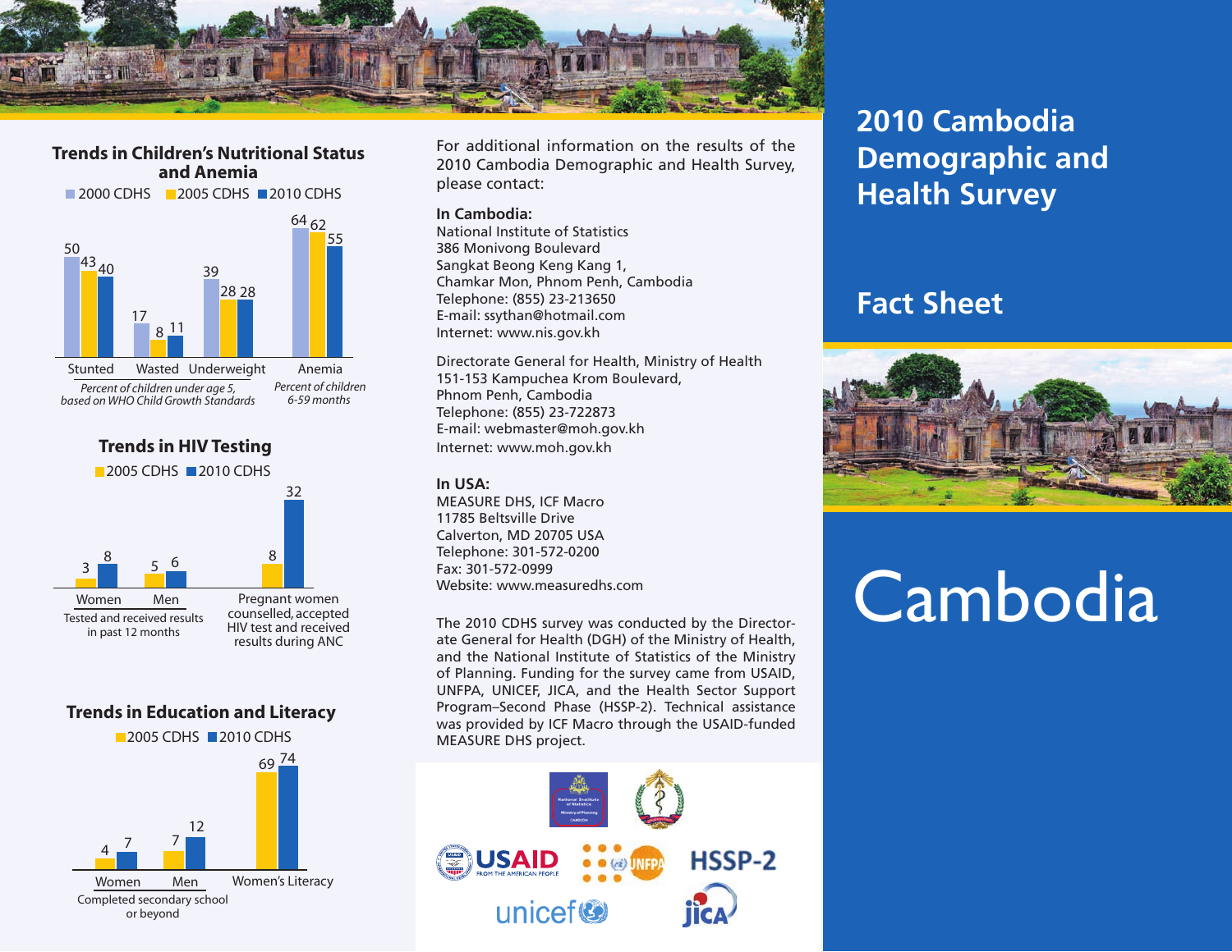## Trends in Children's Nutritional Status and Anemia

| | 2000 CDHS | 2005 CDHS | 2010 CDHS |
|---|---|---|---|
| Stunted | 50 | 43 | 40 |
| Wasted | 17 | 8 | 11 |
| Underweight | 39 | 28 | 28 |
| Anemia | 64 | 62 | 55 |

*Percent of children under age 5, based on WHO Child Growth Standards* (Stunted, Wasted, Underweight)

*Percent of children 6-59 months* (Anemia)

## Trends in HIV Testing

| | 2005 CDHS | 2010 CDHS |
|---|---|---|
| Women | 3 | 8 |
| Men | 5 | 6 |
| Pregnant women counselled, accepted HIV test and received results during ANC | 8 | 32 |

Women and Men: Tested and received results in past 12 months

## Trends in Education and Literacy

| | 2005 CDHS | 2010 CDHS |
|---|---|---|
| Women | 4 | 7 |
| Men | 7 | 12 |
| Women's Literacy | 69 | 74 |

Women and Men: Completed secondary school or beyond

For additional information on the results of the 2010 Cambodia Demographic and Health Survey, please contact:

**In Cambodia:**
National Institute of Statistics
386 Monivong Boulevard
Sangkat Beong Keng Kang 1,
Chamkar Mon, Phnom Penh, Cambodia
Telephone: (855) 23-213650
E-mail: ssythan@hotmail.com
Internet: www.nis.gov.kh

Directorate General for Health, Ministry of Health
151-153 Kampuchea Krom Boulevard,
Phnom Penh, Cambodia
Telephone: (855) 23-722873
E-mail: webmaster@moh.gov.kh
Internet: www.moh.gov.kh

**In USA:**
MEASURE DHS, ICF Macro
11785 Beltsville Drive
Calverton, MD 20705 USA
Telephone: 301-572-0200
Fax: 301-572-0999
Website: www.measuredhs.com

The 2010 CDHS survey was conducted by the Directorate General for Health (DGH) of the Ministry of Health, and the National Institute of Statistics of the Ministry of Planning. Funding for the survey came from USAID, UNFPA, UNICEF, JICA, and the Health Sector Support Program–Second Phase (HSSP-2). Technical assistance was provided by ICF Macro through the USAID-funded MEASURE DHS project.

# 2010 Cambodia Demographic and Health Survey

## Fact Sheet

# Cambodia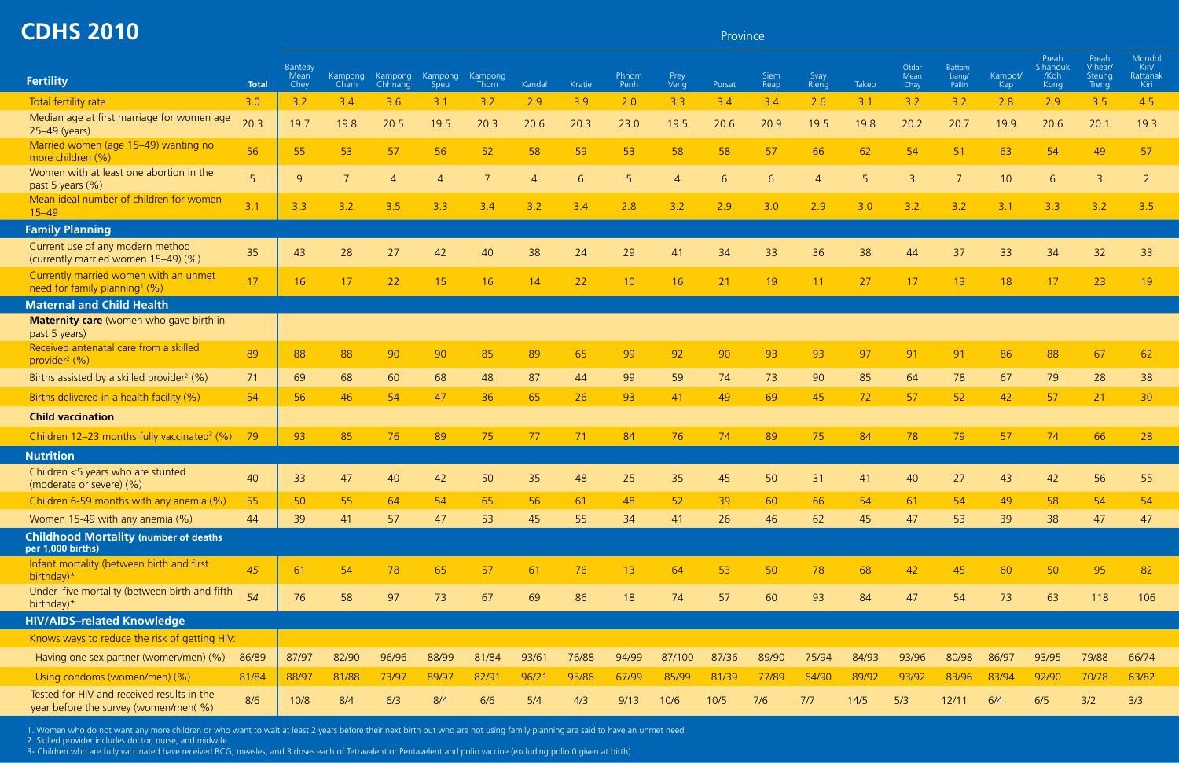# CDHS 2010

| Fertility | Total | Banteay Mean Chey | Kampong Cham | Kampong Chhnang | Kampong Speu | Kampong Thom | Kandal | Kratie | Phnom Penh | Prey Veng | Pursat | Siem Reap | Svay Rieng | Takeo | Otdar Mean Chay | Battambang/ Pailin | Kampot/ Kep | Preah Sihanouk /Koh Kong | Preah Vihear/ Steung Treng | Mondol Kiri/ Rattanak Kiri |
|---|---|---|---|---|---|---|---|---|---|---|---|---|---|---|---|---|---|---|---|---|
| | | Province | | | | | | | | | | | | | | | | | | |
| Total fertility rate | 3.0 | 3.2 | 3.4 | 3.6 | 3.1 | 3.2 | 2.9 | 3.9 | 2.0 | 3.3 | 3.4 | 3.4 | 2.6 | 3.1 | 3.2 | 3.2 | 2.8 | 2.9 | 3.5 | 4.5 |
| Median age at first marriage for women age 25–49 (years) | 20.3 | 19.7 | 19.8 | 20.5 | 19.5 | 20.3 | 20.6 | 20.3 | 23.0 | 19.5 | 20.6 | 20.9 | 19.5 | 19.8 | 20.2 | 20.7 | 19.9 | 20.6 | 20.1 | 19.3 |
| Married women (age 15–49) wanting no more children (%) | 56 | 55 | 53 | 57 | 56 | 52 | 58 | 59 | 53 | 58 | 58 | 57 | 66 | 62 | 54 | 51 | 63 | 54 | 49 | 57 |
| Women with at least one abortion in the past 5 years (%) | 5 | 9 | 7 | 4 | 4 | 7 | 4 | 6 | 5 | 4 | 6 | 6 | 4 | 5 | 3 | 7 | 10 | 6 | 3 | 2 |
| Mean ideal number of children for women 15–49 | 3.1 | 3.3 | 3.2 | 3.5 | 3.3 | 3.4 | 3.2 | 3.4 | 2.8 | 3.2 | 2.9 | 3.0 | 2.9 | 3.0 | 3.2 | 3.2 | 3.1 | 3.3 | 3.2 | 3.5 |
| **Family Planning** | | | | | | | | | | | | | | | | | | | | |
| Current use of any modern method (currently married women 15–49) (%) | 35 | 43 | 28 | 27 | 42 | 40 | 38 | 24 | 29 | 41 | 34 | 33 | 36 | 38 | 44 | 37 | 33 | 34 | 32 | 33 |
| Currently married women with an unmet need for family planning[1] (%) | 17 | 16 | 17 | 22 | 15 | 16 | 14 | 22 | 10 | 16 | 21 | 19 | 11 | 27 | 17 | 13 | 18 | 17 | 23 | 19 |
| **Maternal and Child Health** | | | | | | | | | | | | | | | | | | | | |
| **Maternity care** (women who gave birth in past 5 years) | | | | | | | | | | | | | | | | | | | | |
| Received antenatal care from a skilled provider[2] (%) | 89 | 88 | 88 | 90 | 90 | 85 | 89 | 65 | 99 | 92 | 90 | 93 | 93 | 97 | 91 | 91 | 86 | 88 | 67 | 62 |
| Births assisted by a skilled provider[2] (%) | 71 | 69 | 68 | 60 | 68 | 48 | 87 | 44 | 99 | 59 | 74 | 73 | 90 | 85 | 64 | 78 | 67 | 79 | 28 | 38 |
| Births delivered in a health facility (%) | 54 | 56 | 46 | 54 | 47 | 36 | 65 | 26 | 93 | 41 | 49 | 69 | 45 | 72 | 57 | 52 | 42 | 57 | 21 | 30 |
| **Child vaccination** | | | | | | | | | | | | | | | | | | | | |
| Children 12–23 months fully vaccinated[3] (%) | 79 | 93 | 85 | 76 | 89 | 75 | 77 | 71 | 84 | 76 | 74 | 89 | 75 | 84 | 78 | 79 | 57 | 74 | 66 | 28 |
| **Nutrition** | | | | | | | | | | | | | | | | | | | | |
| Children <5 years who are stunted (moderate or severe) (%) | 40 | 33 | 47 | 40 | 42 | 50 | 35 | 48 | 25 | 35 | 45 | 50 | 31 | 41 | 40 | 27 | 43 | 42 | 56 | 55 |
| Children 6-59 months with any anemia (%) | 55 | 50 | 55 | 64 | 54 | 65 | 56 | 61 | 48 | 52 | 39 | 60 | 66 | 54 | 61 | 54 | 49 | 58 | 54 | 54 |
| Women 15-49 with any anemia (%) | 44 | 39 | 41 | 57 | 47 | 53 | 45 | 55 | 34 | 41 | 26 | 46 | 62 | 45 | 47 | 53 | 39 | 38 | 47 | 47 |
| **Childhood Mortality (number of deaths per 1,000 births)** | | | | | | | | | | | | | | | | | | | | |
| Infant mortality (between birth and first birthday)* | *45* | 61 | 54 | 78 | 65 | 57 | 61 | 76 | 13 | 64 | 53 | 50 | 78 | 68 | 42 | 45 | 60 | 50 | 95 | 82 |
| Under–five mortality (between birth and fifth birthday)* | *54* | 76 | 58 | 97 | 73 | 67 | 69 | 86 | 18 | 74 | 57 | 60 | 93 | 84 | 47 | 54 | 73 | 63 | 118 | 106 |
| **HIV/AIDS–related Knowledge** | | | | | | | | | | | | | | | | | | | | |
| Knows ways to reduce the risk of getting HIV: | | | | | | | | | | | | | | | | | | | | |
| Having one sex partner (women/men) (%) | 86/89 | 87/97 | 82/90 | 96/96 | 88/99 | 81/84 | 93/61 | 76/88 | 94/99 | 87/100 | 87/36 | 89/90 | 75/94 | 84/93 | 93/96 | 80/98 | 86/97 | 93/95 | 79/88 | 66/74 |
| Using condoms (women/men) (%) | 81/84 | 88/97 | 81/88 | 73/97 | 89/97 | 82/91 | 96/21 | 95/86 | 67/99 | 85/99 | 81/39 | 77/89 | 64/90 | 89/92 | 93/92 | 83/96 | 83/94 | 92/90 | 70/78 | 63/82 |
| Tested for HIV and received results in the year before the survey (women/men( %) | 8/6 | 10/8 | 8/4 | 6/3 | 8/4 | 6/6 | 5/4 | 4/3 | 9/13 | 10/6 | 10/5 | 7/6 | 7/7 | 14/5 | 5/3 | 12/11 | 6/4 | 6/5 | 3/2 | 3/3 |

1. Women who do not want any more children or who want to wait at least 2 years before their next birth but who are not using family planning are said to have an unmet need.
2. Skilled provider includes doctor, nurse, and midwife.
3- Children who are fully vaccinated have received BCG, measles, and 3 doses each of Tetravalent or Pentavelent and polio vaccine (excluding polio 0 given at birth).